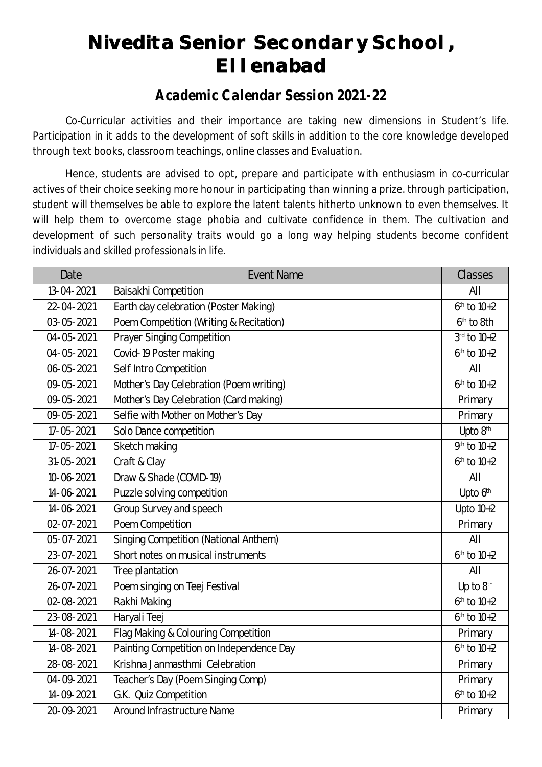# Nivedita Senior Secondary School, Ellenabad

## *Academic Calendar Session 2021-22*

Co-Curricular activities and their importance are taking new dimensions in Student's life. Participation in it adds to the development of soft skills in addition to the core knowledge developed through text books, classroom teachings, online classes and Evaluation.

Hence, students are advised to opt, prepare and participate with enthusiasm in co-curricular actives of their choice seeking more honour in participating than winning a prize. through participation, student will themselves be able to explore the latent talents hitherto unknown to even themselves. It will help them to overcome stage phobia and cultivate confidence in them. The cultivation and development of such personality traits would go a long way helping students become confident individuals and skilled professionals in life.

| Date | Event Name | Classes |
|---|---|---|
| 13-04-2021 | Baisakhi Competition | All |
| 22-04-2021 | Earth day celebration (Poster Making) | 6th to 10+2 |
| 03-05-2021 | Poem Competition (Writing & Recitation) | 6th to 8th |
| 04-05-2021 | Prayer Singing Competition | 3rd to 10+2 |
| 04-05-2021 | Covid-19 Poster making | 6th to 10+2 |
| 06-05-2021 | Self Intro Competition | All |
| 09-05-2021 | Mother's Day Celebration (Poem writing) | 6th to 10+2 |
| 09-05-2021 | Mother's Day Celebration (Card making) | Primary |
| 09-05-2021 | Selfie with Mother on Mother's Day | Primary |
| 17-05-2021 | Solo Dance competition | Upto 8th |
| 17-05-2021 | Sketch making | 9th to 10+2 |
| 31-05-2021 | Craft & Clay | 6th to 10+2 |
| 10-06-2021 | Draw & Shade (COVID-19) | All |
| 14-06-2021 | Puzzle solving competition | Upto 6th |
| 14-06-2021 | Group Survey and speech | Upto 10+2 |
| 02-07-2021 | Poem Competition | Primary |
| 05-07-2021 | Singing Competition (National Anthem) | All |
| 23-07-2021 | Short notes on musical instruments | 6th to 10+2 |
| 26-07-2021 | Tree plantation | All |
| 26-07-2021 | Poem singing on Teej Festival | Up to 8th |
| 02-08-2021 | Rakhi Making | 6th to 10+2 |
| 23-08-2021 | Haryali Teej | 6th to 10+2 |
| 14-08-2021 | Flag Making & Colouring Competition | Primary |
| 14-08-2021 | Painting Competition on Independence Day | 6th to 10+2 |
| 28-08-2021 | Krishna Janmasthmi Celebration | Primary |
| 04-09-2021 | Teacher's Day (Poem Singing Comp) | Primary |
| 14-09-2021 | G.K. Quiz Competition | 6th to 10+2 |
| 20-09-2021 | Around Infrastructure Name | Primary |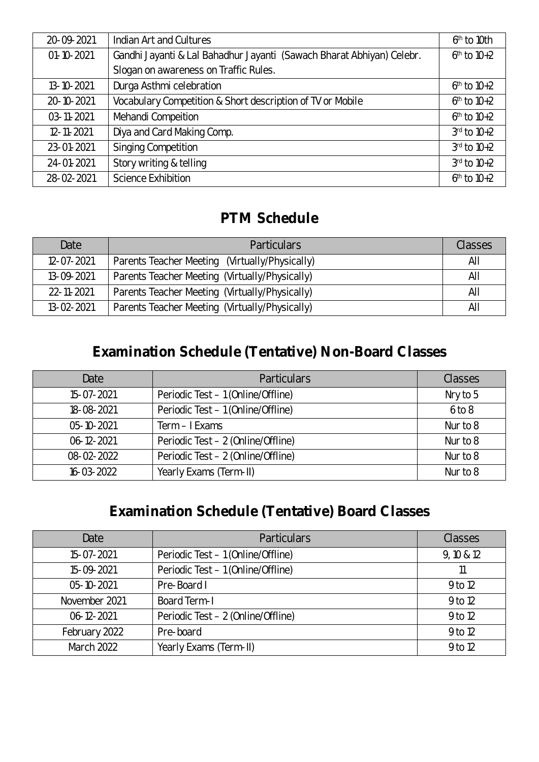| | | |
|---|---|---|
| 20-09-2021 | Indian Art and Cultures | 6th to 10th |
| 01-10-2021 | Gandhi Jayanti & Lal Bahadhur Jayanti (Sawach Bharat Abhiyan) Celebr. Slogan on awareness on Traffic Rules. | 6th to 10+2 |
| 13-10-2021 | Durga Asthmi celebration | 6th to 10+2 |
| 20-10-2021 | Vocabulary Competition & Short description of TV or Mobile | 6th to 10+2 |
| 03-11-2021 | Mehandi Compeition | 6th to 10+2 |
| 12-11-2021 | Diya and Card Making Comp. | 3rd to 10+2 |
| 23-01-2021 | Singing Competition | 3rd to 10+2 |
| 24-01-2021 | Story writing & telling | 3rd to 10+2 |
| 28-02-2021 | Science Exhibition | 6th to 10+2 |

## PTM Schedule

| Date | Particulars | Classes |
|---|---|---|
| 12-07-2021 | Parents Teacher Meeting (Virtually/Physically) | All |
| 13-09-2021 | Parents Teacher Meeting (Virtually/Physically) | All |
| 22-11-2021 | Parents Teacher Meeting (Virtually/Physically) | All |
| 13-02-2021 | Parents Teacher Meeting (Virtually/Physically) | All |

## Examination Schedule (Tentative) Non-Board Classes

| Date | Particulars | Classes |
|---|---|---|
| 15-07-2021 | Periodic Test – 1 (Online/Offline) | Nry to 5 |
| 18-08-2021 | Periodic Test – 1 (Online/Offline) | 6 to 8 |
| 05-10-2021 | Term – I Exams | Nur to 8 |
| 06-12-2021 | Periodic Test – 2 (Online/Offline) | Nur to 8 |
| 08-02-2022 | Periodic Test – 2 (Online/Offline) | Nur to 8 |
| 16-03-2022 | Yearly Exams (Term-II) | Nur to 8 |

## Examination Schedule (Tentative) Board Classes

| Date | Particulars | Classes |
|---|---|---|
| 15-07-2021 | Periodic Test – 1 (Online/Offline) | 9, 10 & 12 |
| 15-09-2021 | Periodic Test – 1 (Online/Offline) | 11 |
| 05-10-2021 | Pre-Board I | 9 to 12 |
| November 2021 | Board Term-I | 9 to 12 |
| 06-12-2021 | Periodic Test – 2 (Online/Offline) | 9 to 12 |
| February 2022 | Pre-board | 9 to 12 |
| March 2022 | Yearly Exams (Term-II) | 9 to 12 |